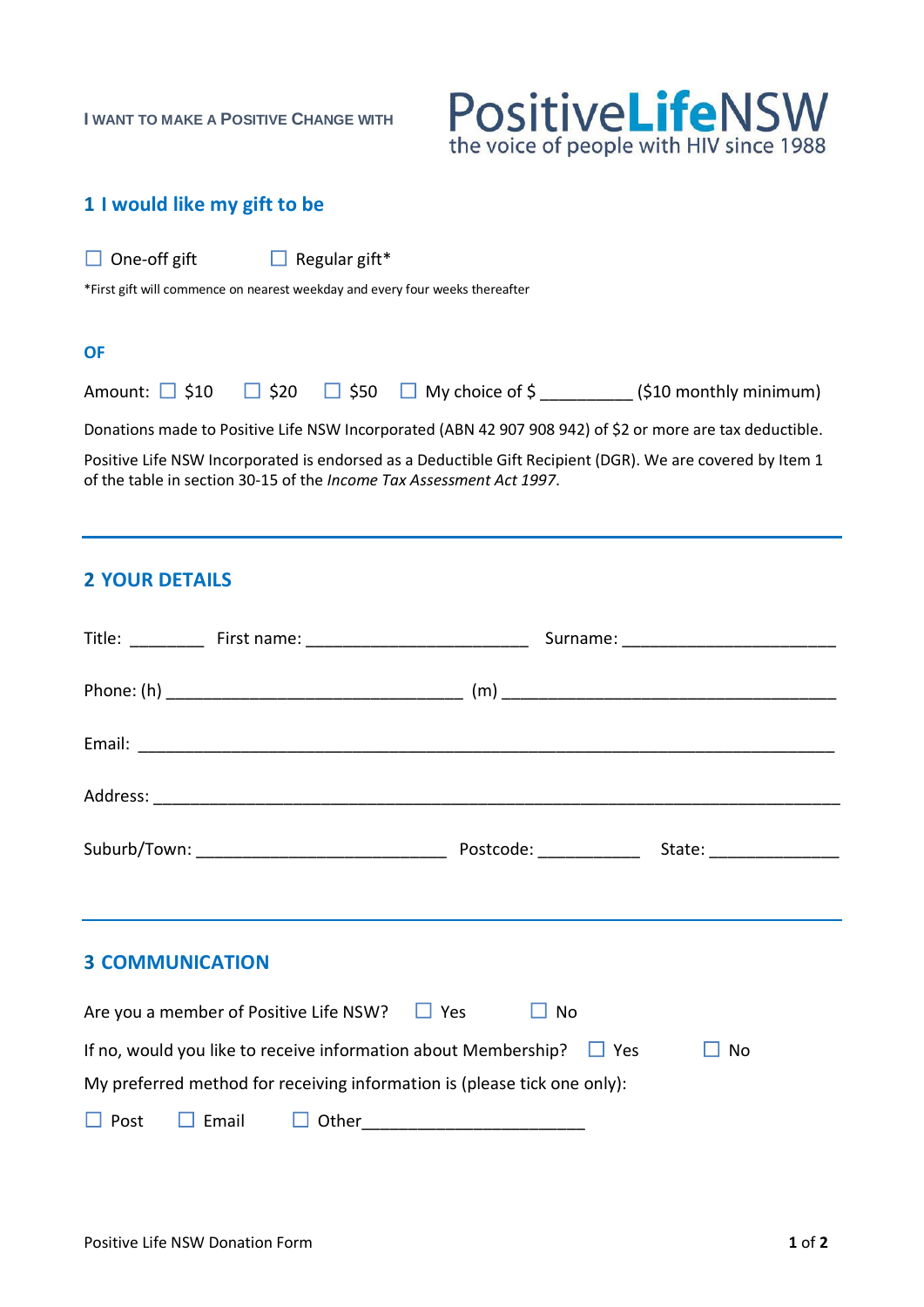I WANT TO MAKE A POSITIVE CHANGE WITH

**PositiveLifeNSW**
the voice of people with HIV since 1988

## 1 I would like my gift to be

☐ One-off gift ☐ Regular gift*

*First gift will commence on nearest weekday and every four weeks thereafter

**OF**

Amount: ☐ $10 ☐ $20 ☐ $50 ☐ My choice of $ __________ ($10 monthly minimum)

Donations made to Positive Life NSW Incorporated (ABN 42 907 908 942) of $2 or more are tax deductible.

Positive Life NSW Incorporated is endorsed as a Deductible Gift Recipient (DGR). We are covered by Item 1 of the table in section 30-15 of the *Income Tax Assessment Act 1997*.

---

## 2 YOUR DETAILS

Title: ________ First name: _______________________ Surname: ______________________

Phone: (h) _______________________________ (m) ___________________________________

Email: _________________________________________________________________________

Address: _______________________________________________________________________

Suburb/Town: __________________________ Postcode: __________ State: _____________

---

## 3 COMMUNICATION

Are you a member of Positive Life NSW? ☐ Yes ☐ No

If no, would you like to receive information about Membership? ☐ Yes ☐ No

My preferred method for receiving information is (please tick one only):

☐ Post ☐ Email ☐ Other_______________________

Positive Life NSW Donation Form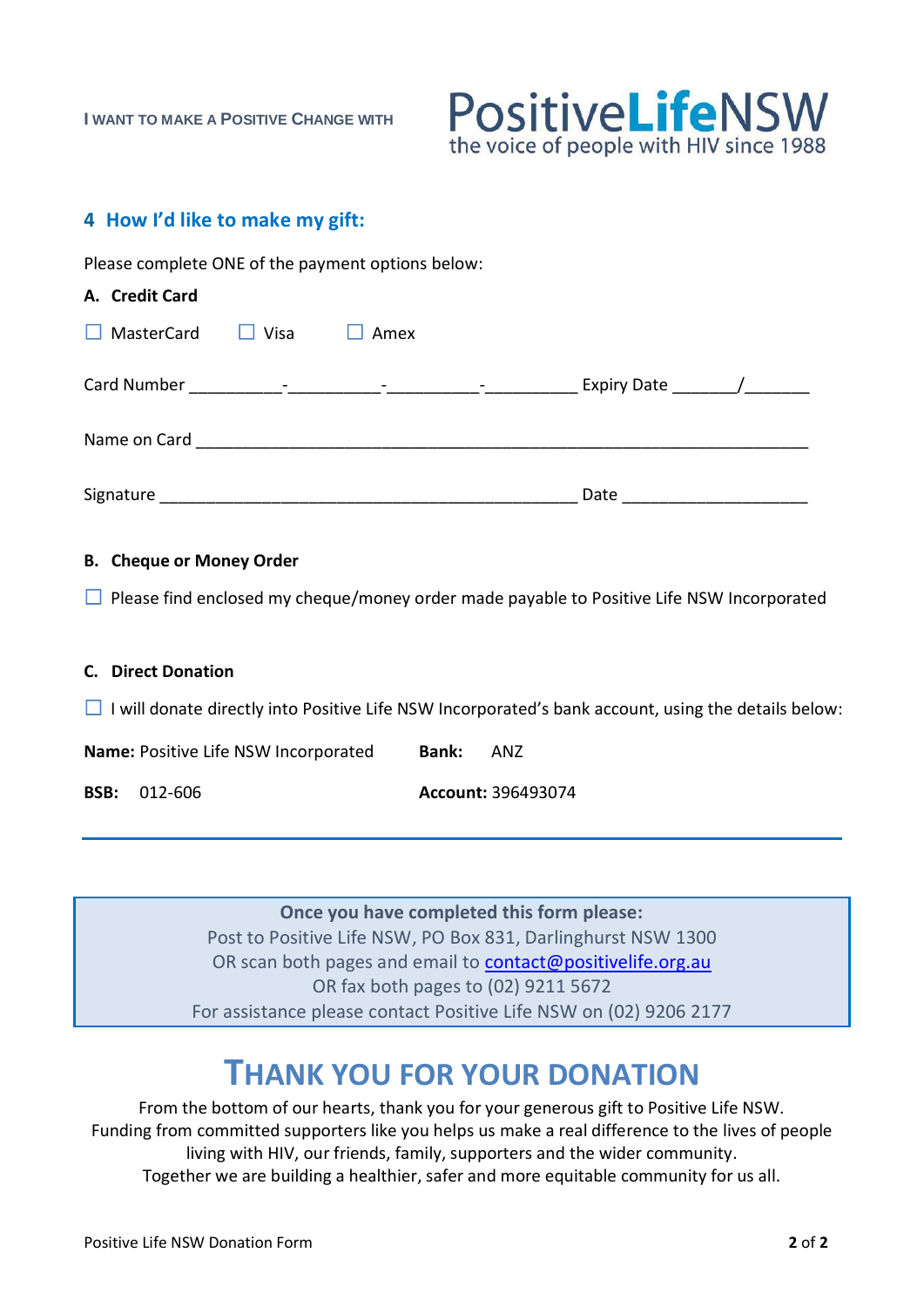I WANT TO MAKE A POSITIVE CHANGE WITH

PositiveLifeNSW
the voice of people with HIV since 1988

## 4 How I'd like to make my gift:

Please complete ONE of the payment options below:

**A. Credit Card**

☐ MasterCard ☐ Visa ☐ Amex

Card Number __________-__________-__________-__________ Expiry Date _______/_______

Name on Card ______________________________________________________________________

Signature ________________________________________________ Date ____________________

**B. Cheque or Money Order**

☐ Please find enclosed my cheque/money order made payable to Positive Life NSW Incorporated

**C. Direct Donation**

☐ I will donate directly into Positive Life NSW Incorporated's bank account, using the details below:

**Name:** Positive Life NSW Incorporated **Bank:** ANZ

**BSB:** 012-606 **Account:** 396493074

**Once you have completed this form please:**
Post to Positive Life NSW, PO Box 831, Darlinghurst NSW 1300
OR scan both pages and email to contact@positivelife.org.au
OR fax both pages to (02) 9211 5672
For assistance please contact Positive Life NSW on (02) 9206 2177

# THANK YOU FOR YOUR DONATION

From the bottom of our hearts, thank you for your generous gift to Positive Life NSW.
Funding from committed supporters like you helps us make a real difference to the lives of people living with HIV, our friends, family, supporters and the wider community.
Together we are building a healthier, safer and more equitable community for us all.